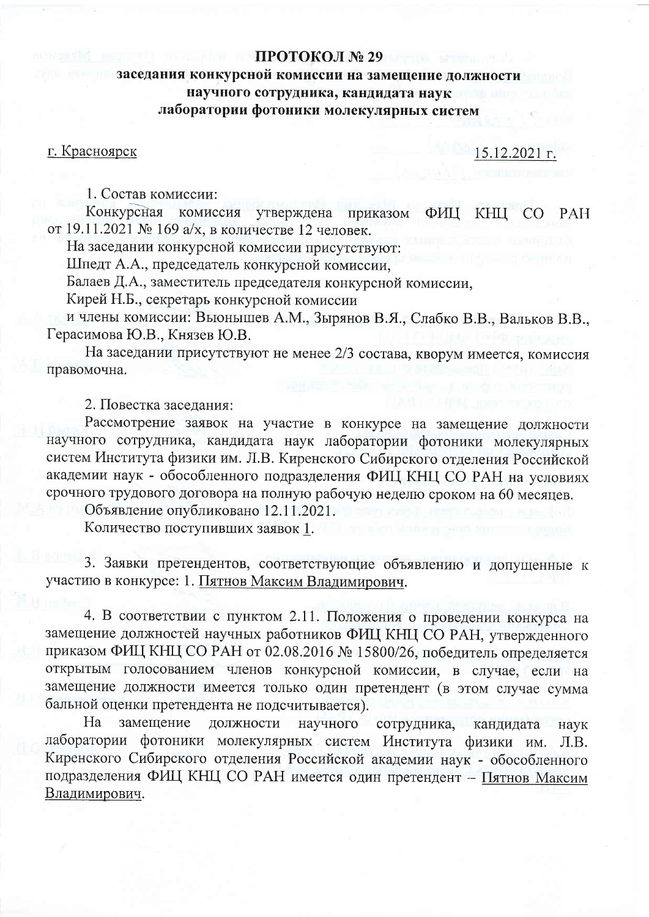# ПРОТОКОЛ № 29

## заседания конкурсной комиссии на замещение должности научного сотрудника, кандидата наук лаборатории фотоники молекулярных систем

г. Красноярск 15.12.2021 г.

1. Состав комиссии:

Конкурсная комиссия утверждена приказом ФИЦ КНЦ СО РАН от 19.11.2021 № 169 а/х, в количестве 12 человек.

На заседании конкурсной комиссии присутствуют:

Шпедт А.А., председатель конкурсной комиссии,

Балаев Д.А., заместитель председателя конкурсной комиссии,

Кирей Н.Б., секретарь конкурсной комиссии

и члены комиссии: Вьюнышев А.М., Зырянов В.Я., Слабко В.В., Вальков В.В., Герасимова Ю.В., Князев Ю.В.

На заседании присутствуют не менее 2/3 состава, кворум имеется, комиссия правомочна.

2. Повестка заседания:

Рассмотрение заявок на участие в конкурсе на замещение должности научного сотрудника, кандидата наук лаборатории фотоники молекулярных систем Института физики им. Л.В. Киренского Сибирского отделения Российской академии наук - обособленного подразделения ФИЦ КНЦ СО РАН на условиях срочного трудового договора на полную рабочую неделю сроком на 60 месяцев.

Объявление опубликовано 12.11.2021.

Количество поступивших заявок 1.

3. Заявки претендентов, соответствующие объявлению и допущенные к участию в конкурсе: 1. Пятнов Максим Владимирович.

4. В соответствии с пунктом 2.11. Положения о проведении конкурса на замещение должностей научных работников ФИЦ КНЦ СО РАН, утвержденного приказом ФИЦ КНЦ СО РАН от 02.08.2016 № 15800/26, победитель определяется открытым голосованием членов конкурсной комиссии, в случае, если на замещение должности имеется только один претендент (в этом случае сумма бальной оценки претендента не подсчитывается).

На замещение должности научного сотрудника, кандидата наук лаборатории фотоники молекулярных систем Института физики им. Л.В. Киренского Сибирского отделения Российской академии наук - обособленного подразделения ФИЦ КНЦ СО РАН имеется один претендент – Пятнов Максим Владимирович.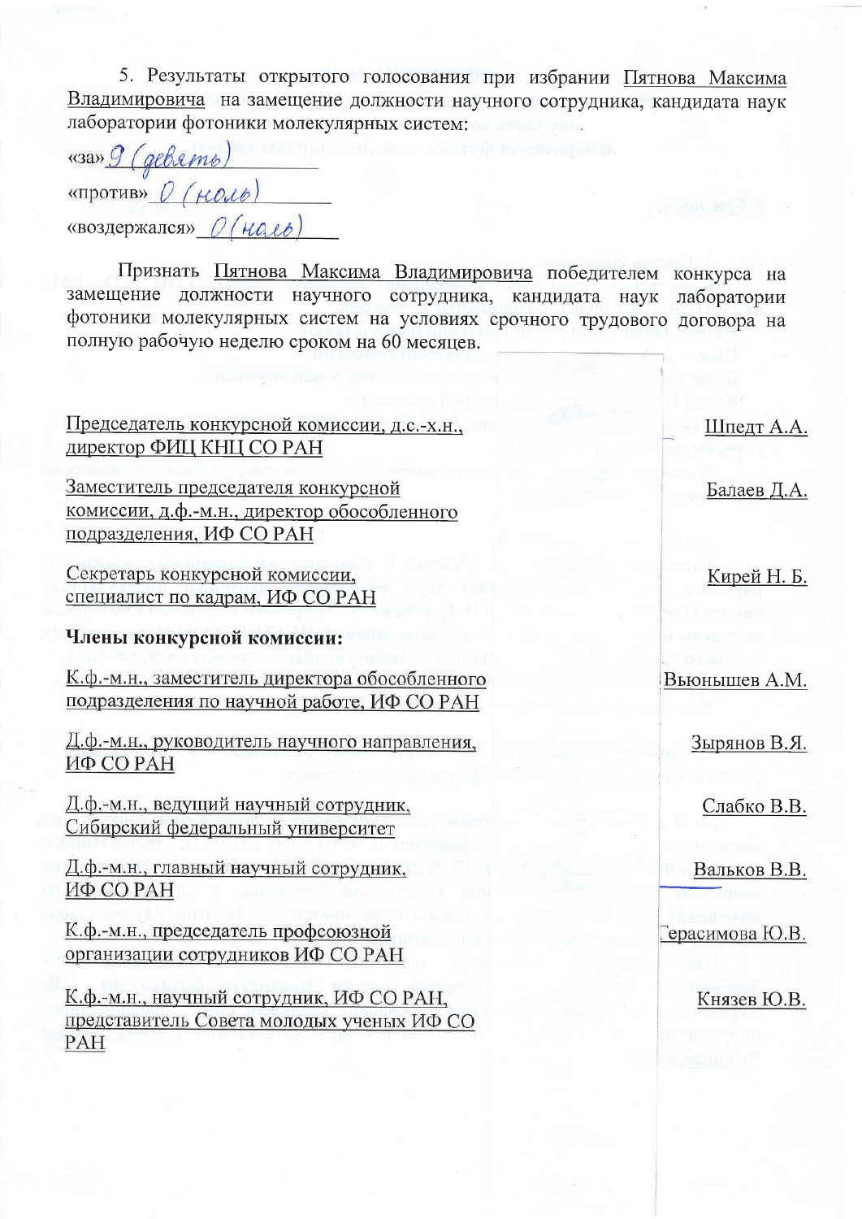5. Результаты открытого голосования при избрании Пятнова Максима Владимировича на замещение должности научного сотрудника, кандидата наук лаборатории фотоники молекулярных систем:

«за» 9 (девять)

«против» 0 (ноль)

«воздержался» 0 (ноль)

Признать Пятнова Максима Владимировича победителем конкурса на замещение должности научного сотрудника, кандидата наук лаборатории фотоники молекулярных систем на условиях срочного трудового договора на полную рабочую неделю сроком на 60 месяцев.

| | |
|---|---|
| Председатель конкурсной комиссии, д.с.-х.н., директор ФИЦ КНЦ СО РАН | Шпедт А.А. |
| Заместитель председателя конкурсной комиссии, д.ф.-м.н., директор обособленного подразделения, ИФ СО РАН | Балаев Д.А. |
| Секретарь конкурсной комиссии, специалист по кадрам, ИФ СО РАН | Кирей Н. Б. |

**Члены конкурсной комиссии:**

| | |
|---|---|
| К.ф.-м.н., заместитель директора обособленного подразделения по научной работе, ИФ СО РАН | Вьюнышев А.М. |
| Д.ф.-м.н., руководитель научного направления, ИФ СО РАН | Зырянов В.Я. |
| Д.ф.-м.н., ведущий научный сотрудник, Сибирский федеральный университет | Слабко В.В. |
| Д.ф.-м.н., главный научный сотрудник, ИФ СО РАН | Вальков В.В. |
| К.ф.-м.н., председатель профсоюзной организации сотрудников ИФ СО РАН | Герасимова Ю.В. |
| К.ф.-м.н., научный сотрудник, ИФ СО РАН, представитель Совета молодых ученых ИФ СО РАН | Князев Ю.В. |